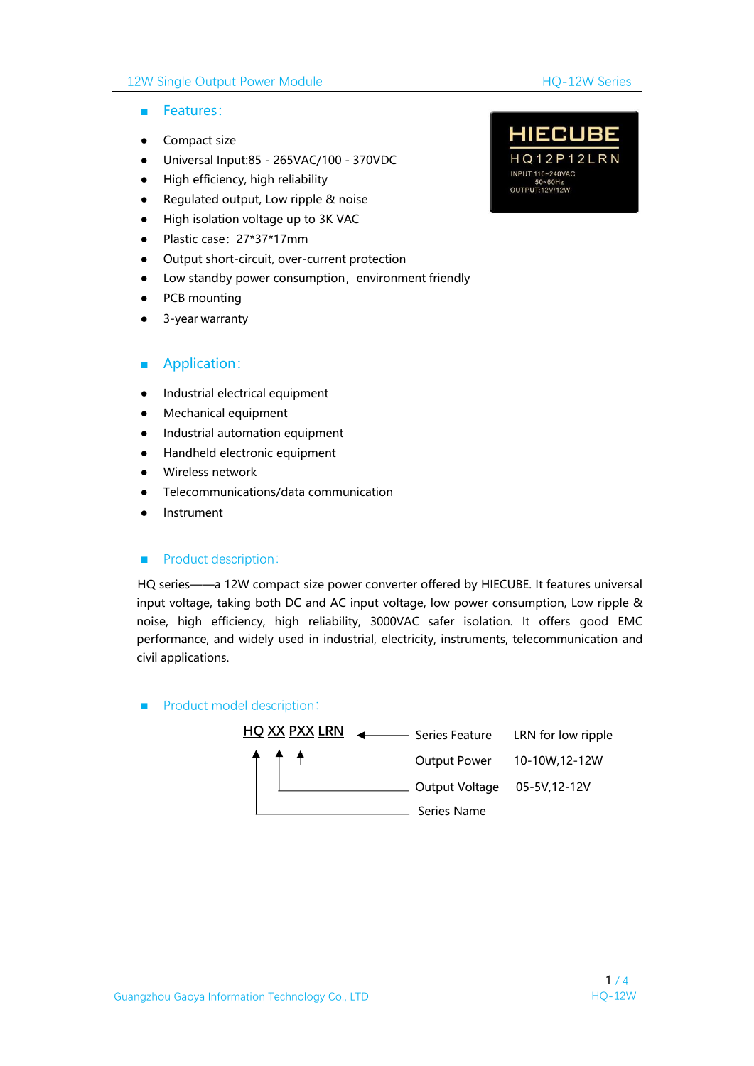## Features:

- Compact size
- Universal Input:85 - 265VAC/100 - 370VDC
- High efficiency, high reliability
- Regulated output, Low ripple & noise
- High isolation voltage up to 3K VAC
- Plastic case：27*37*17mm
- Output short-circuit, over-current protection
- Low standby power consumption，environment friendly
- PCB mounting
- 3-year warranty

## Application:

- Industrial electrical equipment
- Mechanical equipment
- Industrial automation equipment
- Handheld electronic equipment
- Wireless network
- Telecommunications/data communication
- Instrument

## Product description:

HQ series——a 12W compact size power converter offered by HIECUBE. It features universal input voltage, taking both DC and AC input voltage, low power consumption, Low ripple & noise, high efficiency, high reliability, 3000VAC safer isolation. It offers good EMC performance, and widely used in industrial, electricity, instruments, telecommunication and civil applications.

## Product model description:

**HQ XX PXX LRN**

| Field | Description | Options |
|---|---|---|
| LRN | Series Feature | LRN for low ripple |
| PXX | Output Power | 10-10W,12-12W |
| XX | Output Voltage | 05-5V,12-12V |
| HQ | Series Name | |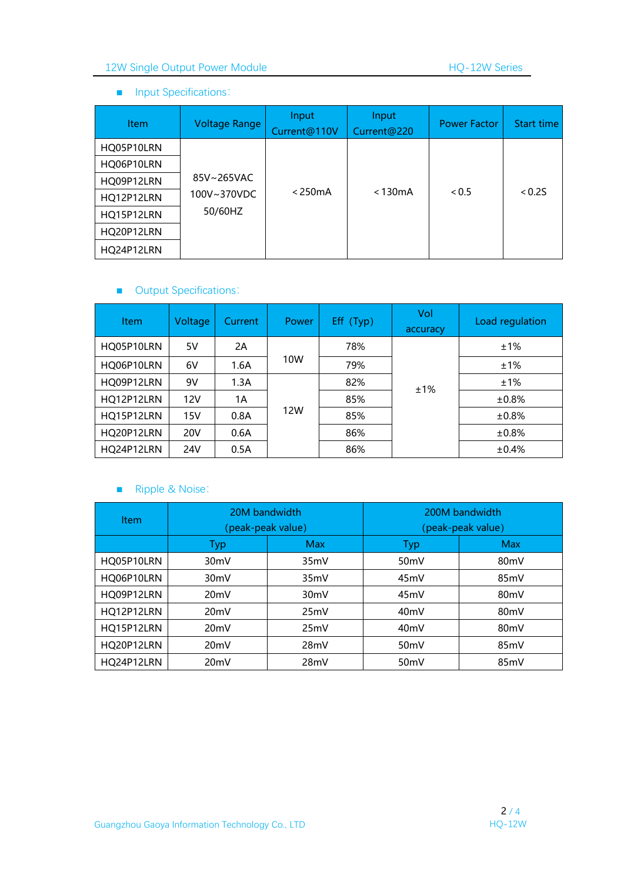## ■ Input Specifications:

| Item | Voltage Range | Input Current@110V | Input Current@220 | Power Factor | Start time |
|---|---|---|---|---|---|
| HQ05P10LRN | 85V~265VAC<br>100V~370VDC<br>50/60HZ | ＜250mA | ＜130mA | ＜0.5 | ＜0.2S |
| HQ06P10LRN | | | | | |
| HQ09P12LRN | | | | | |
| HQ12P12LRN | | | | | |
| HQ15P12LRN | | | | | |
| HQ20P12LRN | | | | | |
| HQ24P12LRN | | | | | |

## ■ Output Specifications:

| Item | Voltage | Current | Power | Eff（Typ) | Vol accuracy | Load regulation |
|---|---|---|---|---|---|---|
| HQ05P10LRN | 5V | 2A | 10W | 78% | ±1% | ±1% |
| HQ06P10LRN | 6V | 1.6A | | 79% | | ±1% |
| HQ09P12LRN | 9V | 1.3A | 12W | 82% | | ±1% |
| HQ12P12LRN | 12V | 1A | | 85% | | ±0.8% |
| HQ15P12LRN | 15V | 0.8A | | 85% | | ±0.8% |
| HQ20P12LRN | 20V | 0.6A | | 86% | | ±0.8% |
| HQ24P12LRN | 24V | 0.5A | | 86% | | ±0.4% |

## ■ Ripple & Noise:

| Item | 20M bandwidth (peak-peak value) | | 200M bandwidth (peak-peak value) | |
|---|---|---|---|---|
| | Typ | Max | Typ | Max |
| HQ05P10LRN | 30mV | 35mV | 50mV | 80mV |
| HQ06P10LRN | 30mV | 35mV | 45mV | 85mV |
| HQ09P12LRN | 20mV | 30mV | 45mV | 80mV |
| HQ12P12LRN | 20mV | 25mV | 40mV | 80mV |
| HQ15P12LRN | 20mV | 25mV | 40mV | 80mV |
| HQ20P12LRN | 20mV | 28mV | 50mV | 85mV |
| HQ24P12LRN | 20mV | 28mV | 50mV | 85mV |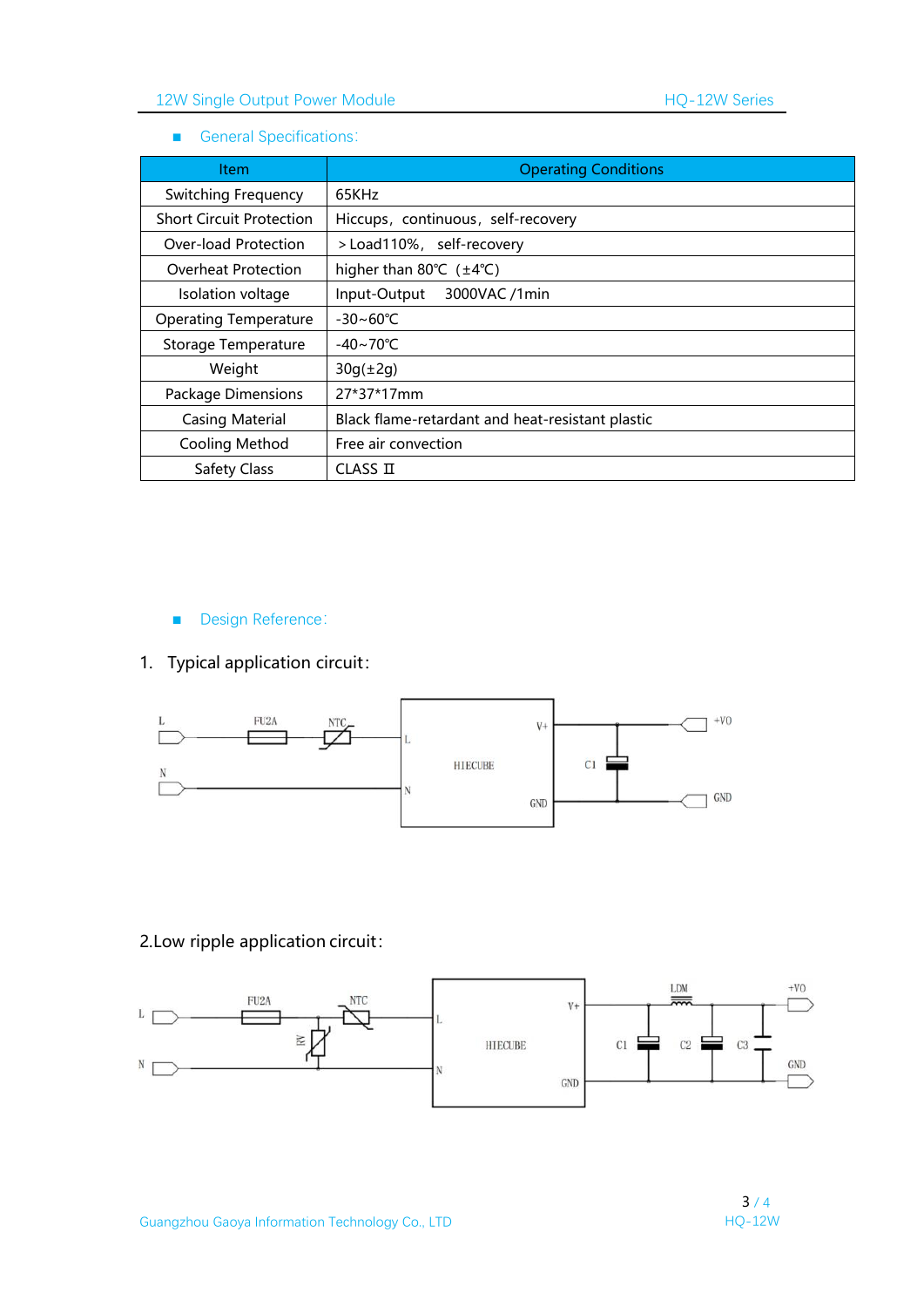## General Specifications:

| Item | Operating Conditions |
|---|---|
| Switching Frequency | 65KHz |
| Short Circuit Protection | Hiccups, continuous, self-recovery |
| Over-load Protection | ＞Load110%, self-recovery |
| Overheat Protection | higher than 80℃ (±4℃) |
| Isolation voltage | Input-Output 3000VAC /1min |
| Operating Temperature | -30~60℃ |
| Storage Temperature | -40~70℃ |
| Weight | 30g(±2g) |
| Package Dimensions | 27*37*17mm |
| Casing Material | Black flame-retardant and heat-resistant plastic |
| Cooling Method | Free air convection |
| Safety Class | CLASS Ⅱ |

## Design Reference:

1. Typical application circuit:

L FU2A NTC L V+ +VO N N HIECUBE C1 GND GND

2.Low ripple application circuit:

L FU2A NTC RV L V+ LDM +VO N N HIECUBE C1 C2 C3 GND GND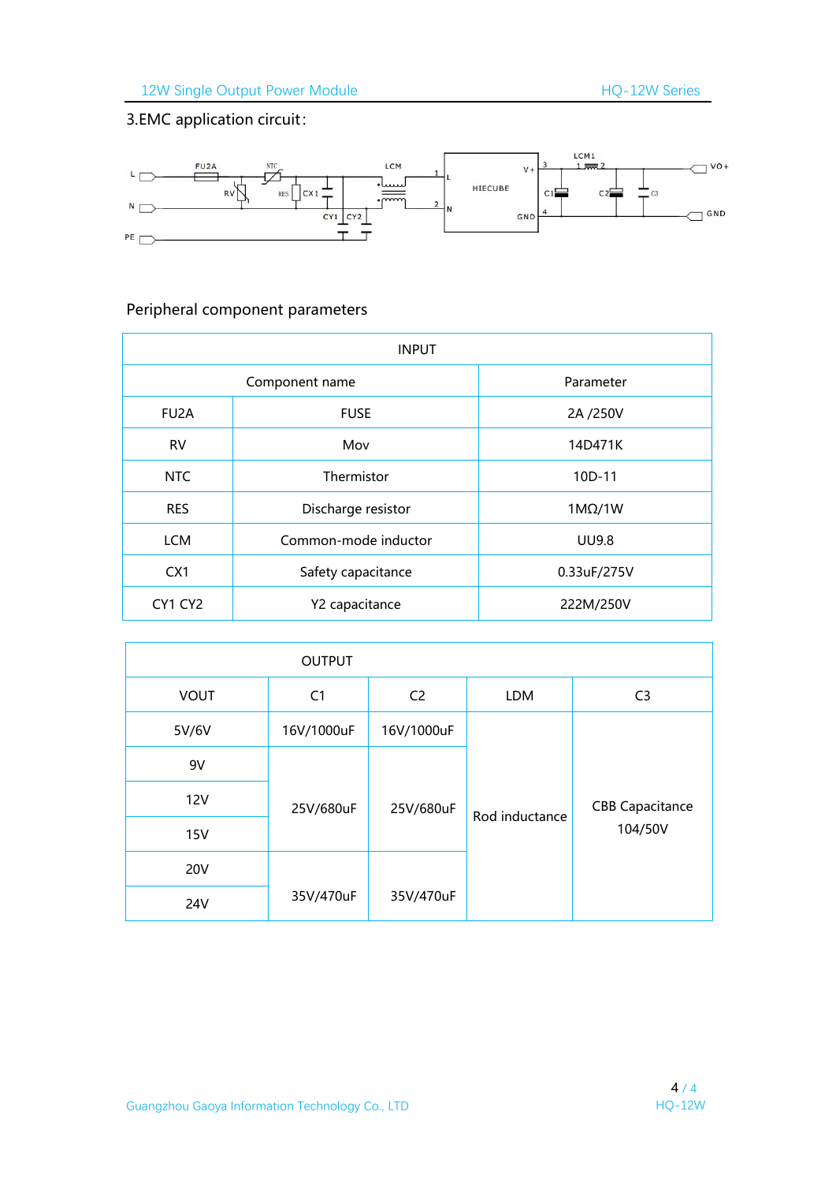## 3.EMC application circuit:

## Peripheral component parameters

| INPUT | | |
|---|---|---|
| Component name | | Parameter |
| FU2A | FUSE | 2A /250V |
| RV | Mov | 14D471K |
| NTC | Thermistor | 10D-11 |
| RES | Discharge resistor | 1MΩ/1W |
| LCM | Common-mode inductor | UU9.8 |
| CX1 | Safety capacitance | 0.33uF/275V |
| CY1 CY2 | Y2 capacitance | 222M/250V |

| OUTPUT | | | | |
|---|---|---|---|---|
| VOUT | C1 | C2 | LDM | C3 |
| 5V/6V | 16V/1000uF | 16V/1000uF | Rod inductance | CBB Capacitance 104/50V |
| 9V | 25V/680uF | 25V/680uF | | |
| 12V | | | | |
| 15V | | | | |
| 20V | 35V/470uF | 35V/470uF | | |
| 24V | | | | |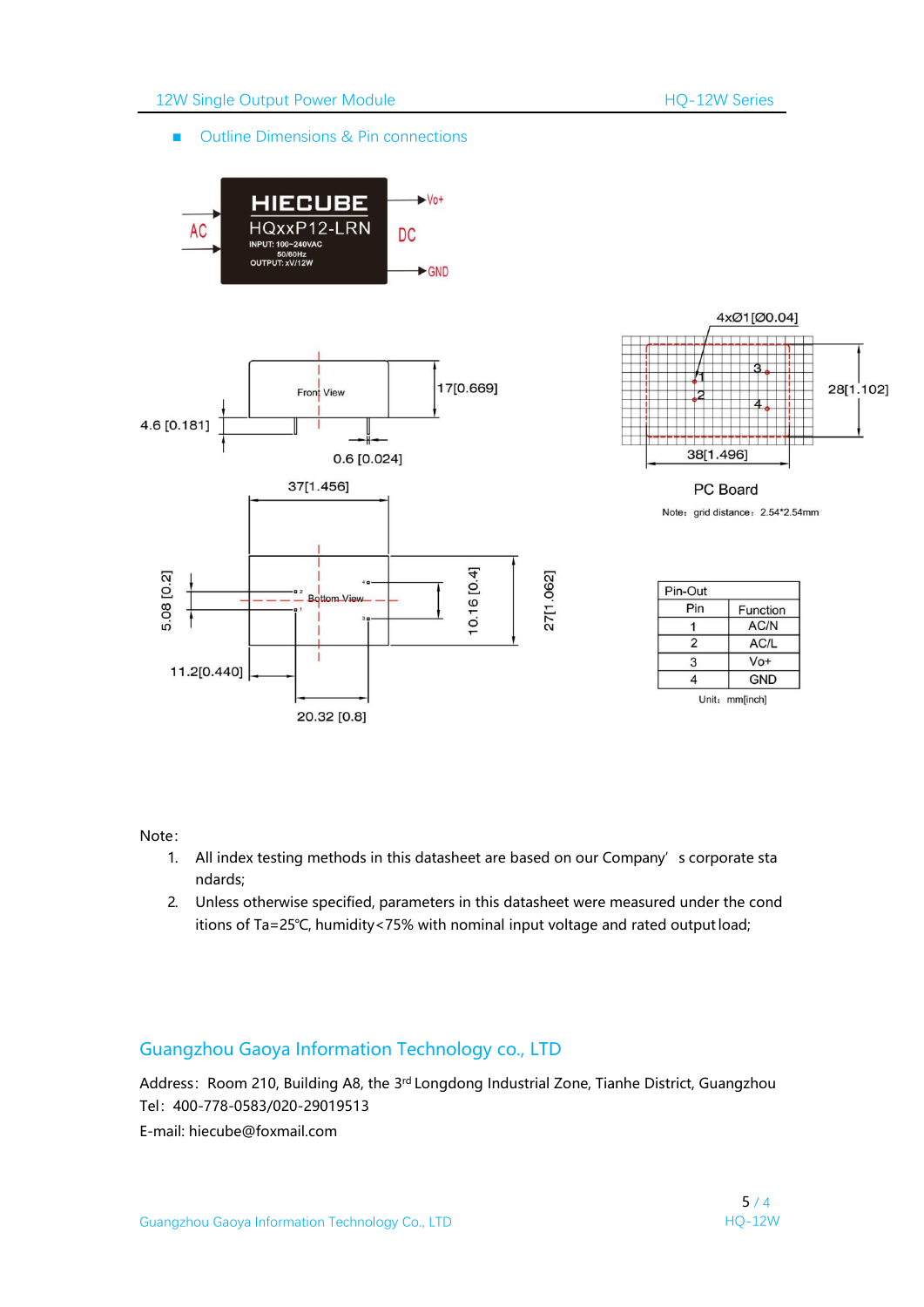## Outline Dimensions & Pin connections

AC

HIECUBE
HQxxP12-LRN
INPUT: 100~240VAC
50/60Hz
OUTPUT: xV/12W

DC

Vo+

GND

Front View

17[0.669]

4.6 [0.181]

0.6 [0.024]

37[1.456]

Bottom View

5.08 [0.2]

10.16 [0.4]

27[1.062]

11.2[0.440]

20.32 [0.8]

4xØ1[Ø0.04]

28[1.102]

38[1.496]

PC Board

Note：grid distance：2.54*2.54mm

| Pin-Out | |
|---|---|
| Pin | Function |
| 1 | AC/N |
| 2 | AC/L |
| 3 | Vo+ |
| 4 | GND |

Unit：mm[inch]

Note：

1. All index testing methods in this datasheet are based on our Company's corporate standards;
2. Unless otherwise specified, parameters in this datasheet were measured under the conditions of Ta=25℃, humidity<75% with nominal input voltage and rated output load;

## Guangzhou Gaoya Information Technology co., LTD

Address：Room 210, Building A8, the 3rd Longdong Industrial Zone, Tianhe District, Guangzhou
Tel：400-778-0583/020-29019513
E-mail: hiecube@foxmail.com